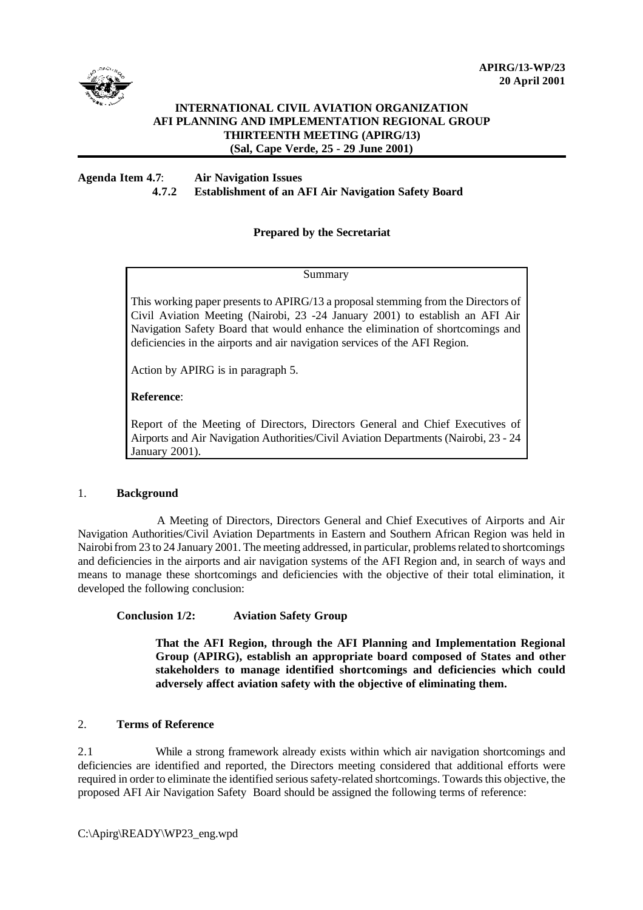**APIRG/13-WP/23**
**20 April 2001**

**INTERNATIONAL CIVIL AVIATION ORGANIZATION**
**AFI PLANNING AND IMPLEMENTATION REGIONAL GROUP**
**THIRTEENTH MEETING (APIRG/13)**
**(Sal, Cape Verde, 25 - 29 June 2001)**

---

**Agenda Item 4.7**: **Air Navigation Issues**
**4.7.2 Establishment of an AFI Air Navigation Safety Board**

**Prepared by the Secretariat**

> Summary
>
> This working paper presents to APIRG/13 a proposal stemming from the Directors of Civil Aviation Meeting (Nairobi, 23 -24 January 2001) to establish an AFI Air Navigation Safety Board that would enhance the elimination of shortcomings and deficiencies in the airports and air navigation services of the AFI Region.
>
> Action by APIRG is in paragraph 5.
>
> **Reference**:
>
> Report of the Meeting of Directors, Directors General and Chief Executives of Airports and Air Navigation Authorities/Civil Aviation Departments (Nairobi, 23 - 24 January 2001).

## 1. Background

A Meeting of Directors, Directors General and Chief Executives of Airports and Air Navigation Authorities/Civil Aviation Departments in Eastern and Southern African Region was held in Nairobi from 23 to 24 January 2001. The meeting addressed, in particular, problems related to shortcomings and deficiencies in the airports and air navigation systems of the AFI Region and, in search of ways and means to manage these shortcomings and deficiencies with the objective of their total elimination, it developed the following conclusion:

**Conclusion 1/2: Aviation Safety Group**

**That the AFI Region, through the AFI Planning and Implementation Regional Group (APIRG), establish an appropriate board composed of States and other stakeholders to manage identified shortcomings and deficiencies which could adversely affect aviation safety with the objective of eliminating them.**

## 2. Terms of Reference

2.1 While a strong framework already exists within which air navigation shortcomings and deficiencies are identified and reported, the Directors meeting considered that additional efforts were required in order to eliminate the identified serious safety-related shortcomings. Towards this objective, the proposed AFI Air Navigation Safety Board should be assigned the following terms of reference: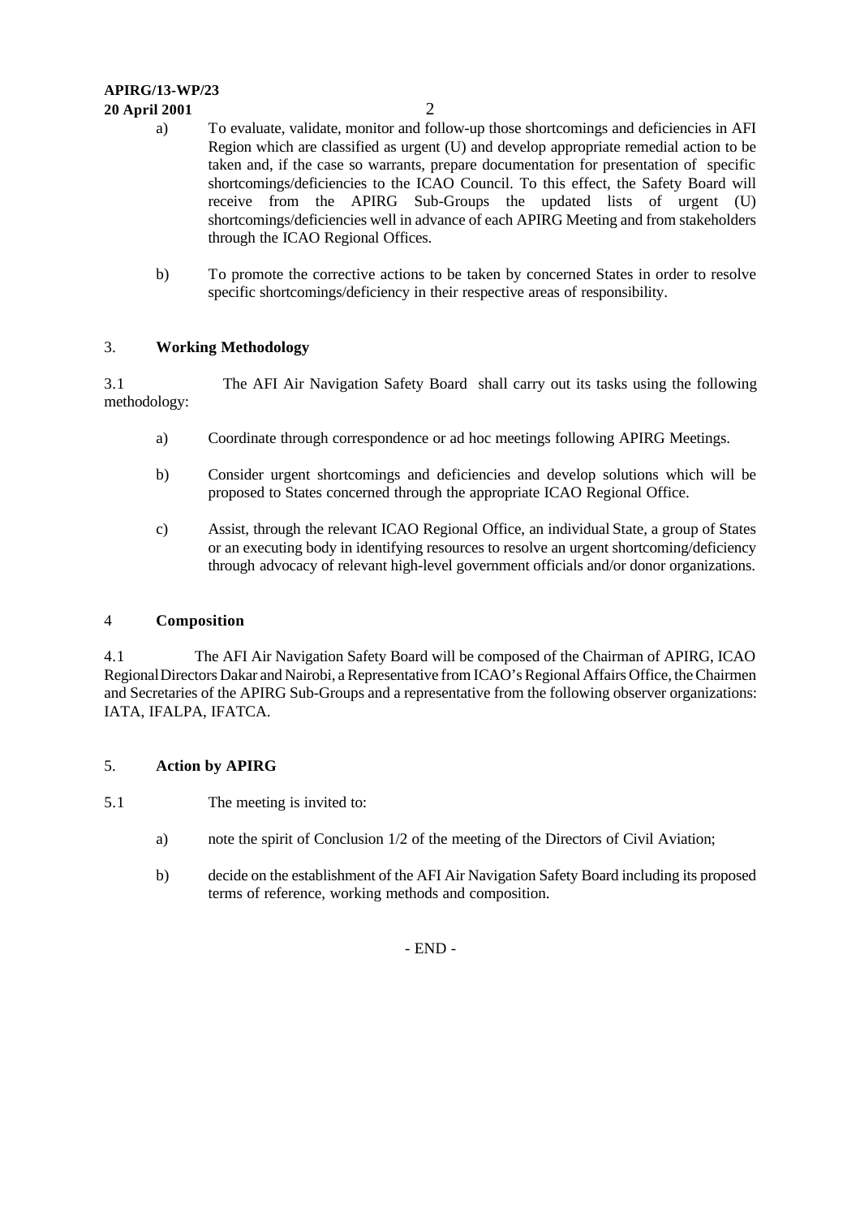a) To evaluate, validate, monitor and follow-up those shortcomings and deficiencies in AFI Region which are classified as urgent (U) and develop appropriate remedial action to be taken and, if the case so warrants, prepare documentation for presentation of specific shortcomings/deficiencies to the ICAO Council. To this effect, the Safety Board will receive from the APIRG Sub-Groups the updated lists of urgent (U) shortcomings/deficiencies well in advance of each APIRG Meeting and from stakeholders through the ICAO Regional Offices.

b) To promote the corrective actions to be taken by concerned States in order to resolve specific shortcomings/deficiency in their respective areas of responsibility.

## 3. **Working Methodology**

3.1 The AFI Air Navigation Safety Board shall carry out its tasks using the following methodology:

a) Coordinate through correspondence or ad hoc meetings following APIRG Meetings.

b) Consider urgent shortcomings and deficiencies and develop solutions which will be proposed to States concerned through the appropriate ICAO Regional Office.

c) Assist, through the relevant ICAO Regional Office, an individual State, a group of States or an executing body in identifying resources to resolve an urgent shortcoming/deficiency through advocacy of relevant high-level government officials and/or donor organizations.

## 4 **Composition**

4.1 The AFI Air Navigation Safety Board will be composed of the Chairman of APIRG, ICAO Regional Directors Dakar and Nairobi, a Representative from ICAO's Regional Affairs Office, the Chairmen and Secretaries of the APIRG Sub-Groups and a representative from the following observer organizations: IATA, IFALPA, IFATCA.

## 5. **Action by APIRG**

5.1 The meeting is invited to:

a) note the spirit of Conclusion 1/2 of the meeting of the Directors of Civil Aviation;

b) decide on the establishment of the AFI Air Navigation Safety Board including its proposed terms of reference, working methods and composition.

- END -